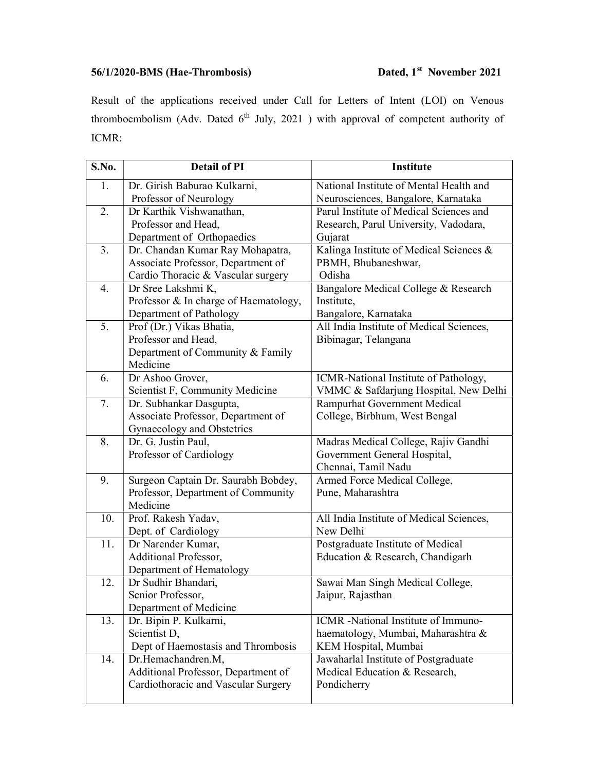**56/1/2020-BMS (Hae-Thrombosis)** **Dated, 1st November 2021**

Result of the applications received under Call for Letters of Intent (LOI) on Venous thromboembolism (Adv. Dated 6th July, 2021 ) with approval of competent authority of ICMR:

| S.No. | Detail of PI | Institute |
|---|---|---|
| 1. | Dr. Girish Baburao Kulkarni, Professor of Neurology | National Institute of Mental Health and Neurosciences, Bangalore, Karnataka |
| 2. | Dr Karthik Vishwanathan, Professor and Head, Department of Orthopaedics | Parul Institute of Medical Sciences and Research, Parul University, Vadodara, Gujarat |
| 3. | Dr. Chandan Kumar Ray Mohapatra, Associate Professor, Department of Cardio Thoracic & Vascular surgery | Kalinga Institute of Medical Sciences & PBMH, Bhubaneshwar, Odisha |
| 4. | Dr Sree Lakshmi K, Professor & In charge of Haematology, Department of Pathology | Bangalore Medical College & Research Institute, Bangalore, Karnataka |
| 5. | Prof (Dr.) Vikas Bhatia, Professor and Head, Department of Community & Family Medicine | All India Institute of Medical Sciences, Bibinagar, Telangana |
| 6. | Dr Ashoo Grover, Scientist F, Community Medicine | ICMR-National Institute of Pathology, VMMC & Safdarjung Hospital, New Delhi |
| 7. | Dr. Subhankar Dasgupta, Associate Professor, Department of Gynaecology and Obstetrics | Rampurhat Government Medical College, Birbhum, West Bengal |
| 8. | Dr. G. Justin Paul, Professor of Cardiology | Madras Medical College, Rajiv Gandhi Government General Hospital, Chennai, Tamil Nadu |
| 9. | Surgeon Captain Dr. Saurabh Bobdey, Professor, Department of Community Medicine | Armed Force Medical College, Pune, Maharashtra |
| 10. | Prof. Rakesh Yadav, Dept. of Cardiology | All India Institute of Medical Sciences, New Delhi |
| 11. | Dr Narender Kumar, Additional Professor, Department of Hematology | Postgraduate Institute of Medical Education & Research, Chandigarh |
| 12. | Dr Sudhir Bhandari, Senior Professor, Department of Medicine | Sawai Man Singh Medical College, Jaipur, Rajasthan |
| 13. | Dr. Bipin P. Kulkarni, Scientist D, Dept of Haemostasis and Thrombosis | ICMR -National Institute of Immuno-haematology, Mumbai, Maharashtra & KEM Hospital, Mumbai |
| 14. | Dr.Hemachandren.M, Additional Professor, Department of Cardiothoracic and Vascular Surgery | Jawaharlal Institute of Postgraduate Medical Education & Research, Pondicherry |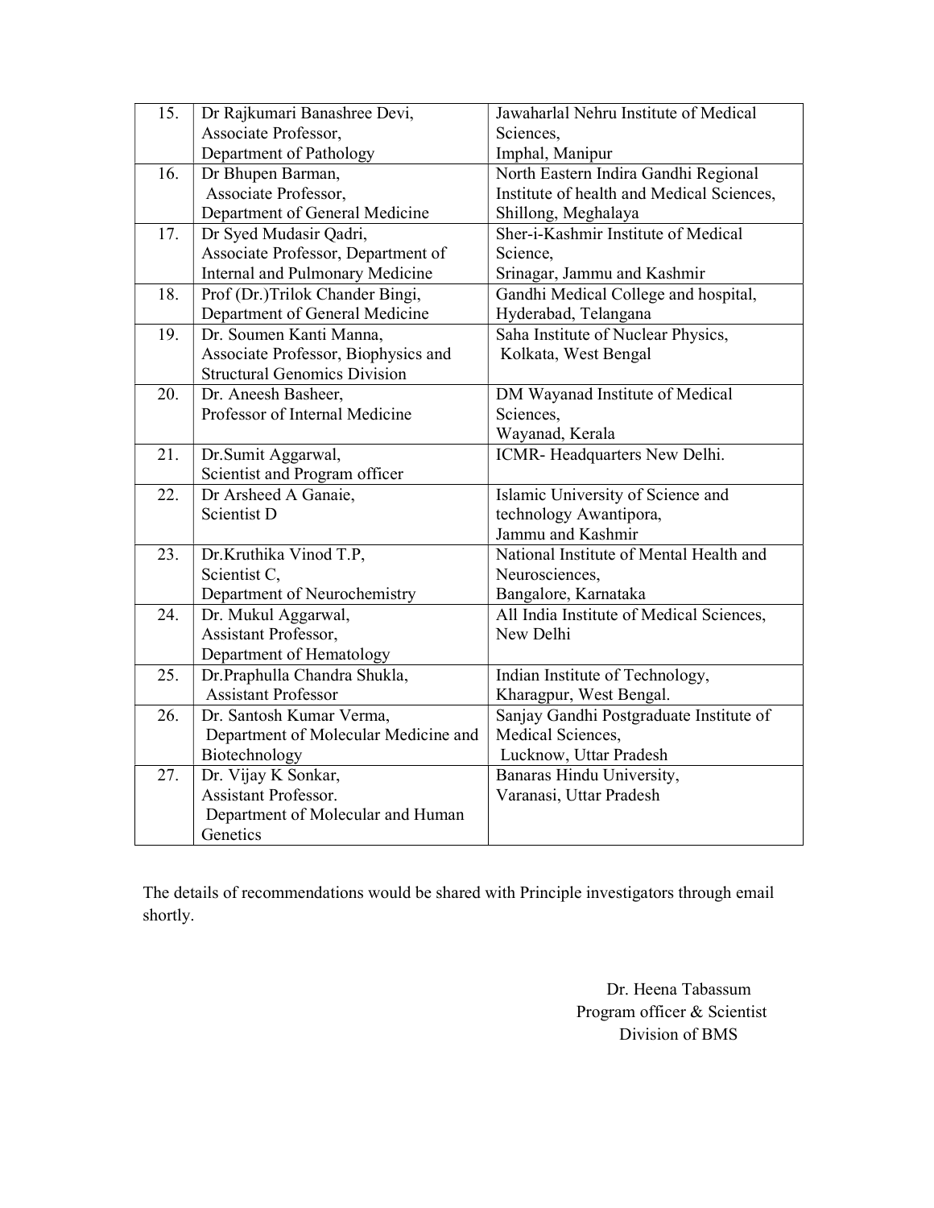| | | |
|---|---|---|
| 15. | Dr Rajkumari Banashree Devi, Associate Professor, Department of Pathology | Jawaharlal Nehru Institute of Medical Sciences, Imphal, Manipur |
| 16. | Dr Bhupen Barman, Associate Professor, Department of General Medicine | North Eastern Indira Gandhi Regional Institute of health and Medical Sciences, Shillong, Meghalaya |
| 17. | Dr Syed Mudasir Qadri, Associate Professor, Department of Internal and Pulmonary Medicine | Sher-i-Kashmir Institute of Medical Science, Srinagar, Jammu and Kashmir |
| 18. | Prof (Dr.)Trilok Chander Bingi, Department of General Medicine | Gandhi Medical College and hospital, Hyderabad, Telangana |
| 19. | Dr. Soumen Kanti Manna, Associate Professor, Biophysics and Structural Genomics Division | Saha Institute of Nuclear Physics, Kolkata, West Bengal |
| 20. | Dr. Aneesh Basheer, Professor of Internal Medicine | DM Wayanad Institute of Medical Sciences, Wayanad, Kerala |
| 21. | Dr.Sumit Aggarwal, Scientist and Program officer | ICMR- Headquarters New Delhi. |
| 22. | Dr Arsheed A Ganaie, Scientist D | Islamic University of Science and technology Awantipora, Jammu and Kashmir |
| 23. | Dr.Kruthika Vinod T.P, Scientist C, Department of Neurochemistry | National Institute of Mental Health and Neurosciences, Bangalore, Karnataka |
| 24. | Dr. Mukul Aggarwal, Assistant Professor, Department of Hematology | All India Institute of Medical Sciences, New Delhi |
| 25. | Dr.Praphulla Chandra Shukla, Assistant Professor | Indian Institute of Technology, Kharagpur, West Bengal. |
| 26. | Dr. Santosh Kumar Verma, Department of Molecular Medicine and Biotechnology | Sanjay Gandhi Postgraduate Institute of Medical Sciences, Lucknow, Uttar Pradesh |
| 27. | Dr. Vijay K Sonkar, Assistant Professor. Department of Molecular and Human Genetics | Banaras Hindu University, Varanasi, Uttar Pradesh |

The details of recommendations would be shared with Principle investigators through email shortly.

Dr. Heena Tabassum
Program officer & Scientist
Division of BMS